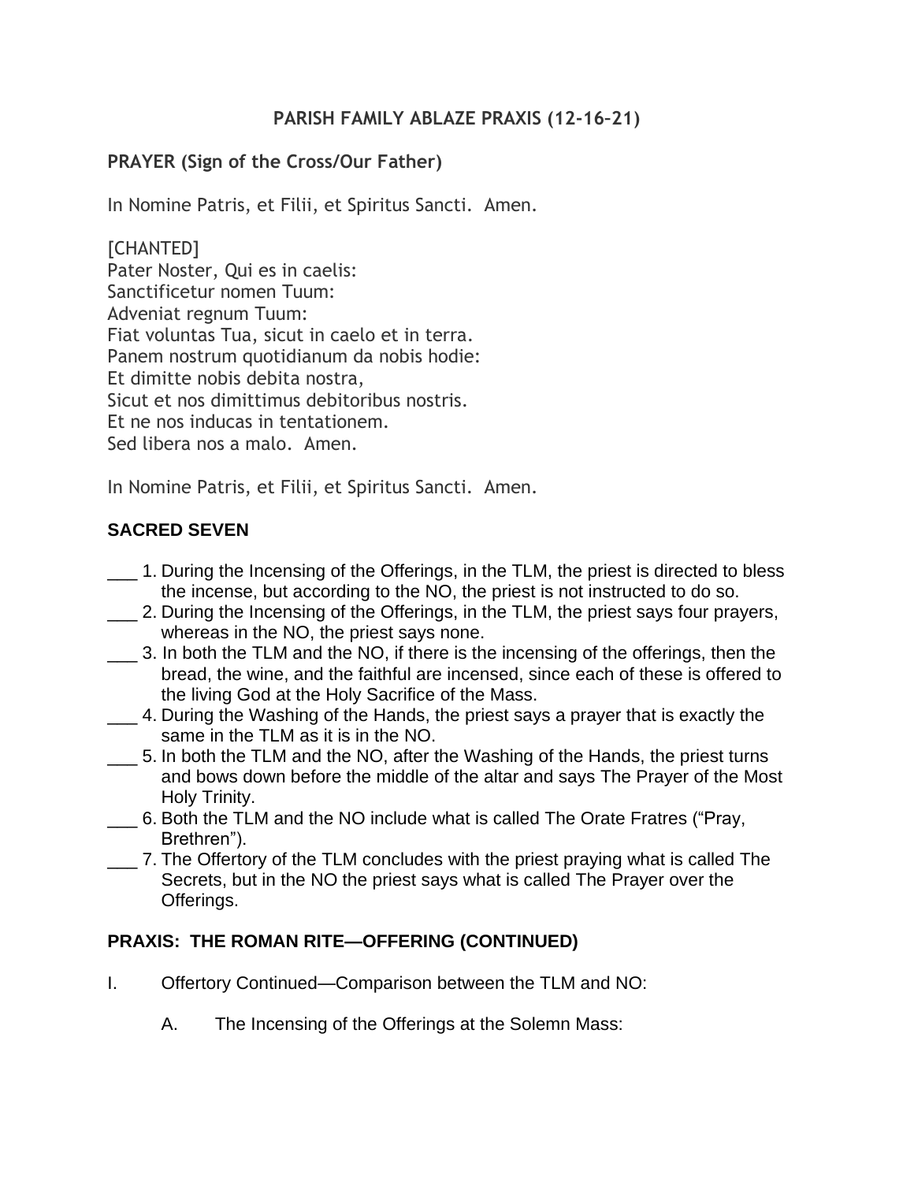# PARISH FAMILY ABLAZE PRAXIS (12-16-21)

## PRAYER (Sign of the Cross/Our Father)

In Nomine Patris, et Filii, et Spiritus Sancti. Amen.

[CHANTED]
Pater Noster, Qui es in caelis:
Sanctificetur nomen Tuum:
Adveniat regnum Tuum:
Fiat voluntas Tua, sicut in caelo et in terra.
Panem nostrum quotidianum da nobis hodie:
Et dimitte nobis debita nostra,
Sicut et nos dimittimus debitoribus nostris.
Et ne nos inducas in tentationem.
Sed libera nos a malo. Amen.

In Nomine Patris, et Filii, et Spiritus Sancti. Amen.

## SACRED SEVEN

___ 1. During the Incensing of the Offerings, in the TLM, the priest is directed to bless the incense, but according to the NO, the priest is not instructed to do so.

___ 2. During the Incensing of the Offerings, in the TLM, the priest says four prayers, whereas in the NO, the priest says none.

___ 3. In both the TLM and the NO, if there is the incensing of the offerings, then the bread, the wine, and the faithful are incensed, since each of these is offered to the living God at the Holy Sacrifice of the Mass.

___ 4. During the Washing of the Hands, the priest says a prayer that is exactly the same in the TLM as it is in the NO.

___ 5. In both the TLM and the NO, after the Washing of the Hands, the priest turns and bows down before the middle of the altar and says The Prayer of the Most Holy Trinity.

___ 6. Both the TLM and the NO include what is called The Orate Fratres ("Pray, Brethren").

___ 7. The Offertory of the TLM concludes with the priest praying what is called The Secrets, but in the NO the priest says what is called The Prayer over the Offerings.

## PRAXIS: THE ROMAN RITE—OFFERING (CONTINUED)

I. Offertory Continued—Comparison between the TLM and NO:

   A. The Incensing of the Offerings at the Solemn Mass: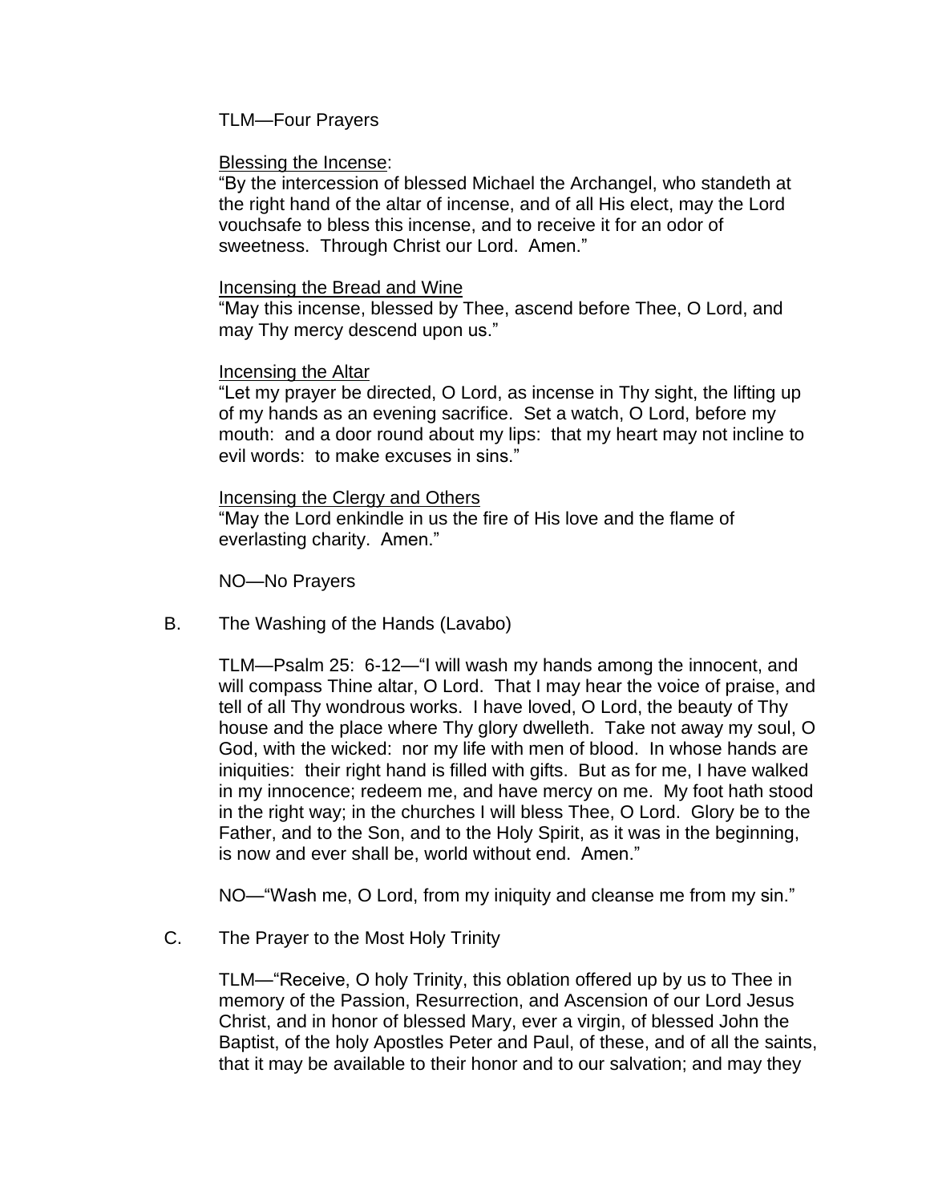TLM—Four Prayers

<u>Blessing the Incense</u>:
"By the intercession of blessed Michael the Archangel, who standeth at the right hand of the altar of incense, and of all His elect, may the Lord vouchsafe to bless this incense, and to receive it for an odor of sweetness.  Through Christ our Lord.  Amen."

<u>Incensing the Bread and Wine</u>
"May this incense, blessed by Thee, ascend before Thee, O Lord, and may Thy mercy descend upon us."

<u>Incensing the Altar</u>
"Let my prayer be directed, O Lord, as incense in Thy sight, the lifting up of my hands as an evening sacrifice.  Set a watch, O Lord, before my mouth:  and a door round about my lips:  that my heart may not incline to evil words:  to make excuses in sins."

<u>Incensing the Clergy and Others</u>
"May the Lord enkindle in us the fire of His love and the flame of everlasting charity.  Amen."

NO—No Prayers

B. The Washing of the Hands (Lavabo)

TLM—Psalm 25:  6-12—"I will wash my hands among the innocent, and will compass Thine altar, O Lord.  That I may hear the voice of praise, and tell of all Thy wondrous works.  I have loved, O Lord, the beauty of Thy house and the place where Thy glory dwelleth.  Take not away my soul, O God, with the wicked:  nor my life with men of blood.  In whose hands are iniquities:  their right hand is filled with gifts.  But as for me, I have walked in my innocence; redeem me, and have mercy on me.  My foot hath stood in the right way; in the churches I will bless Thee, O Lord.  Glory be to the Father, and to the Son, and to the Holy Spirit, as it was in the beginning, is now and ever shall be, world without end.  Amen."

NO—"Wash me, O Lord, from my iniquity and cleanse me from my sin."

C. The Prayer to the Most Holy Trinity

TLM—"Receive, O holy Trinity, this oblation offered up by us to Thee in memory of the Passion, Resurrection, and Ascension of our Lord Jesus Christ, and in honor of blessed Mary, ever a virgin, of blessed John the Baptist, of the holy Apostles Peter and Paul, of these, and of all the saints, that it may be available to their honor and to our salvation; and may they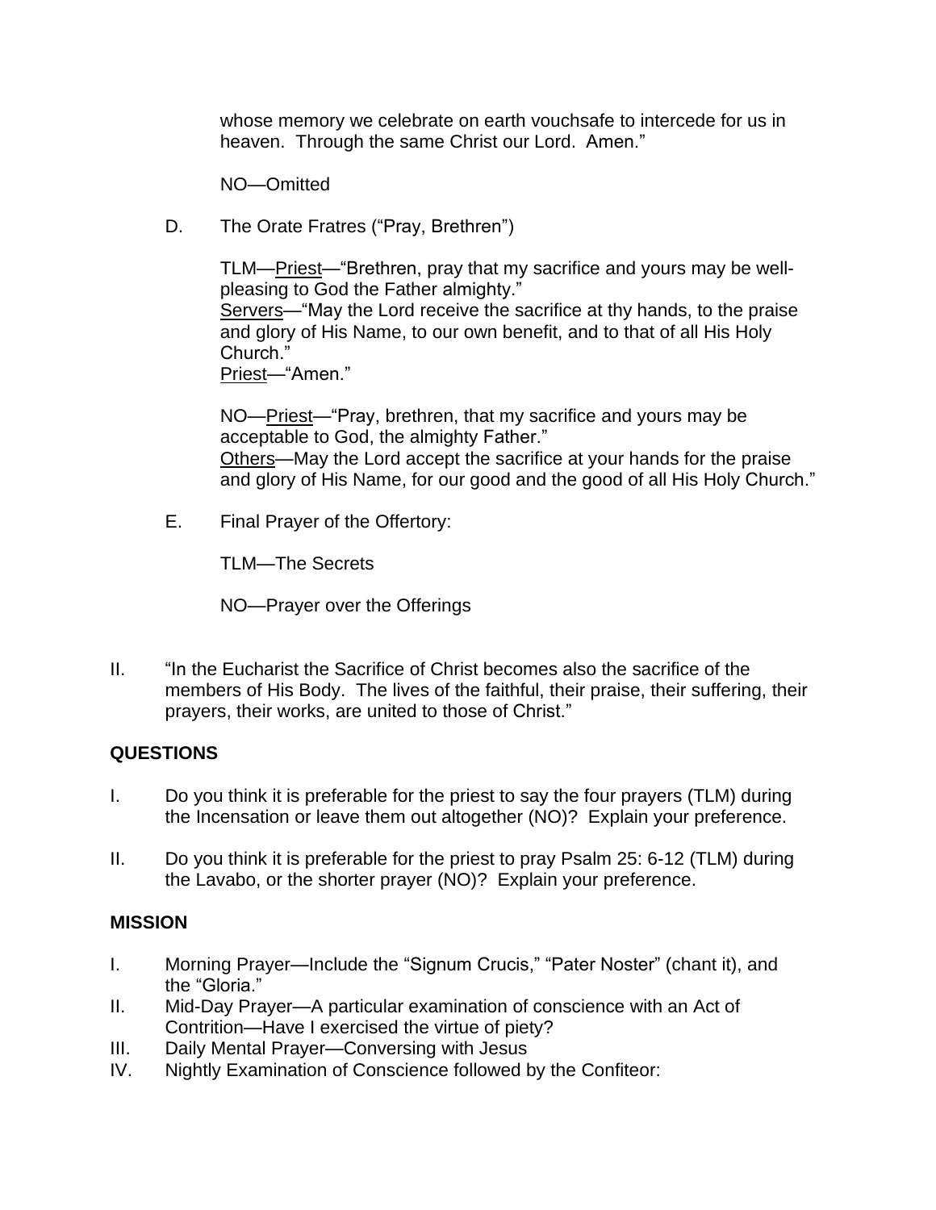whose memory we celebrate on earth vouchsafe to intercede for us in heaven. Through the same Christ our Lord. Amen."

NO—Omitted

D. The Orate Fratres ("Pray, Brethren")

TLM—<u>Priest</u>—"Brethren, pray that my sacrifice and yours may be well-pleasing to God the Father almighty."
<u>Servers</u>—"May the Lord receive the sacrifice at thy hands, to the praise and glory of His Name, to our own benefit, and to that of all His Holy Church."
<u>Priest</u>—"Amen."

NO—<u>Priest</u>—"Pray, brethren, that my sacrifice and yours may be acceptable to God, the almighty Father."
<u>Others</u>—May the Lord accept the sacrifice at your hands for the praise and glory of His Name, for our good and the good of all His Holy Church."

E. Final Prayer of the Offertory:

TLM—The Secrets

NO—Prayer over the Offerings

II. "In the Eucharist the Sacrifice of Christ becomes also the sacrifice of the members of His Body. The lives of the faithful, their praise, their suffering, their prayers, their works, are united to those of Christ."

## QUESTIONS

I. Do you think it is preferable for the priest to say the four prayers (TLM) during the Incensation or leave them out altogether (NO)? Explain your preference.

II. Do you think it is preferable for the priest to pray Psalm 25: 6-12 (TLM) during the Lavabo, or the shorter prayer (NO)? Explain your preference.

## MISSION

I. Morning Prayer—Include the "Signum Crucis," "Pater Noster" (chant it), and the "Gloria."
II. Mid-Day Prayer—A particular examination of conscience with an Act of Contrition—Have I exercised the virtue of piety?
III. Daily Mental Prayer—Conversing with Jesus
IV. Nightly Examination of Conscience followed by the Confiteor: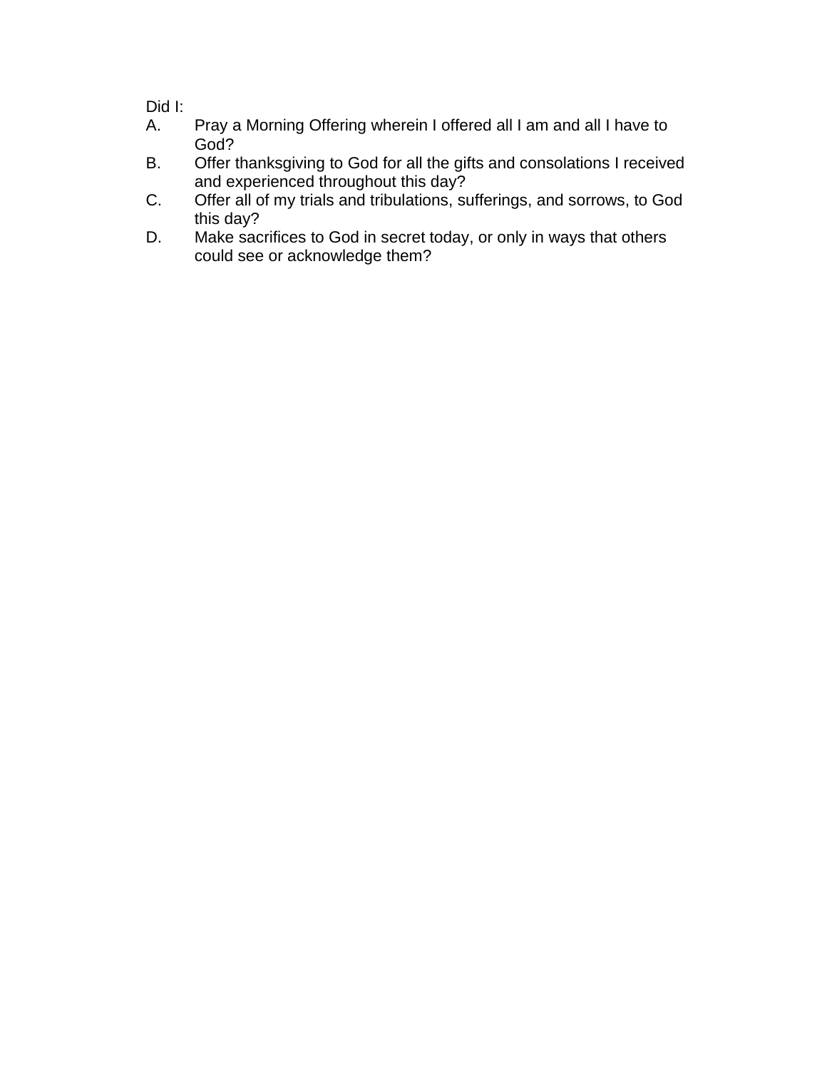Did I:

A. Pray a Morning Offering wherein I offered all I am and all I have to God?

B. Offer thanksgiving to God for all the gifts and consolations I received and experienced throughout this day?

C. Offer all of my trials and tribulations, sufferings, and sorrows, to God this day?

D. Make sacrifices to God in secret today, or only in ways that others could see or acknowledge them?